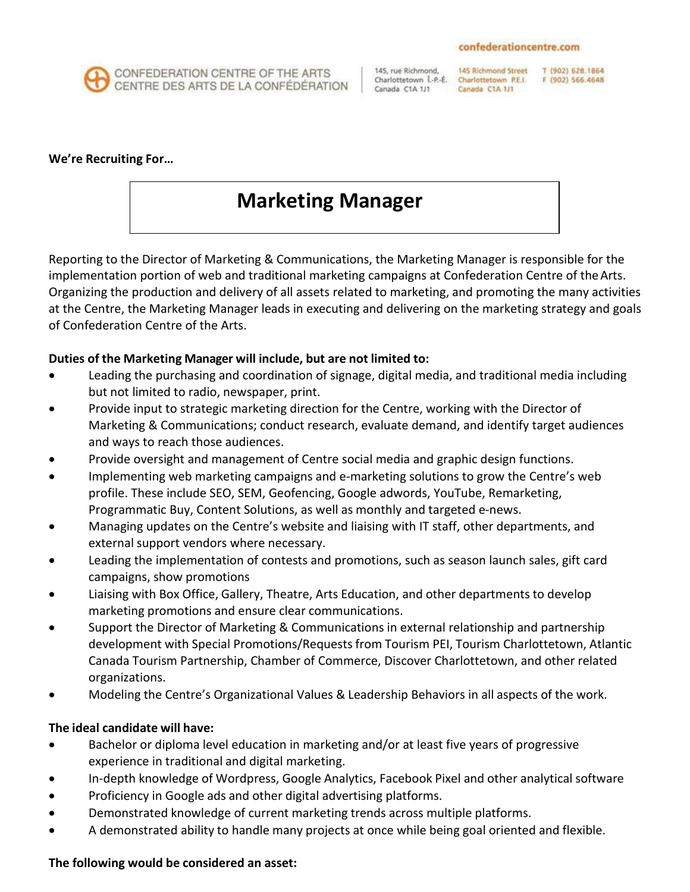CONFEDERATION CENTRE OF THE ARTS
CENTRE DES ARTS DE LA CONFÉDÉRATION

145, rue Richmond, Charlottetown Î.-P.-É. Canada C1A 1J1

145 Richmond Street Charlottetown P.E.I. Canada C1A 1J1

T (902) 628.1864
F (902) 566.4648

confederationcentre.com

**We're Recruiting For…**

# Marketing Manager

Reporting to the Director of Marketing & Communications, the Marketing Manager is responsible for the implementation portion of web and traditional marketing campaigns at Confederation Centre of the Arts. Organizing the production and delivery of all assets related to marketing, and promoting the many activities at the Centre, the Marketing Manager leads in executing and delivering on the marketing strategy and goals of Confederation Centre of the Arts.

**Duties of the Marketing Manager will include, but are not limited to:**

- Leading the purchasing and coordination of signage, digital media, and traditional media including but not limited to radio, newspaper, print.
- Provide input to strategic marketing direction for the Centre, working with the Director of Marketing & Communications; conduct research, evaluate demand, and identify target audiences and ways to reach those audiences.
- Provide oversight and management of Centre social media and graphic design functions.
- Implementing web marketing campaigns and e-marketing solutions to grow the Centre's web profile. These include SEO, SEM, Geofencing, Google adwords, YouTube, Remarketing, Programmatic Buy, Content Solutions, as well as monthly and targeted e-news.
- Managing updates on the Centre's website and liaising with IT staff, other departments, and external support vendors where necessary.
- Leading the implementation of contests and promotions, such as season launch sales, gift card campaigns, show promotions
- Liaising with Box Office, Gallery, Theatre, Arts Education, and other departments to develop marketing promotions and ensure clear communications.
- Support the Director of Marketing & Communications in external relationship and partnership development with Special Promotions/Requests from Tourism PEI, Tourism Charlottetown, Atlantic Canada Tourism Partnership, Chamber of Commerce, Discover Charlottetown, and other related organizations.
- Modeling the Centre's Organizational Values & Leadership Behaviors in all aspects of the work.

**The ideal candidate will have:**

- Bachelor or diploma level education in marketing and/or at least five years of progressive experience in traditional and digital marketing.
- In-depth knowledge of Wordpress, Google Analytics, Facebook Pixel and other analytical software
- Proficiency in Google ads and other digital advertising platforms.
- Demonstrated knowledge of current marketing trends across multiple platforms.
- A demonstrated ability to handle many projects at once while being goal oriented and flexible.

**The following would be considered an asset:**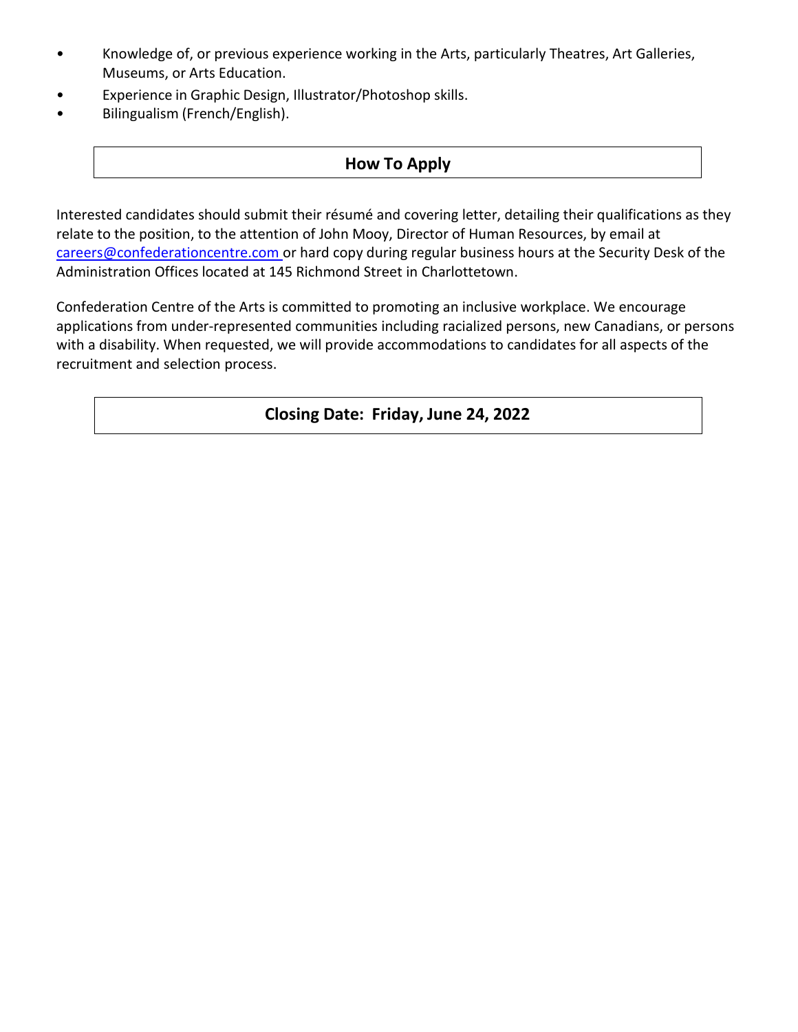- Knowledge of, or previous experience working in the Arts, particularly Theatres, Art Galleries, Museums, or Arts Education.
- Experience in Graphic Design, Illustrator/Photoshop skills.
- Bilingualism (French/English).

## How To Apply

Interested candidates should submit their résumé and covering letter, detailing their qualifications as they relate to the position, to the attention of John Mooy, Director of Human Resources, by email at careers@confederationcentre.com or hard copy during regular business hours at the Security Desk of the Administration Offices located at 145 Richmond Street in Charlottetown.

Confederation Centre of the Arts is committed to promoting an inclusive workplace. We encourage applications from under-represented communities including racialized persons, new Canadians, or persons with a disability. When requested, we will provide accommodations to candidates for all aspects of the recruitment and selection process.

## Closing Date: Friday, June 24, 2022